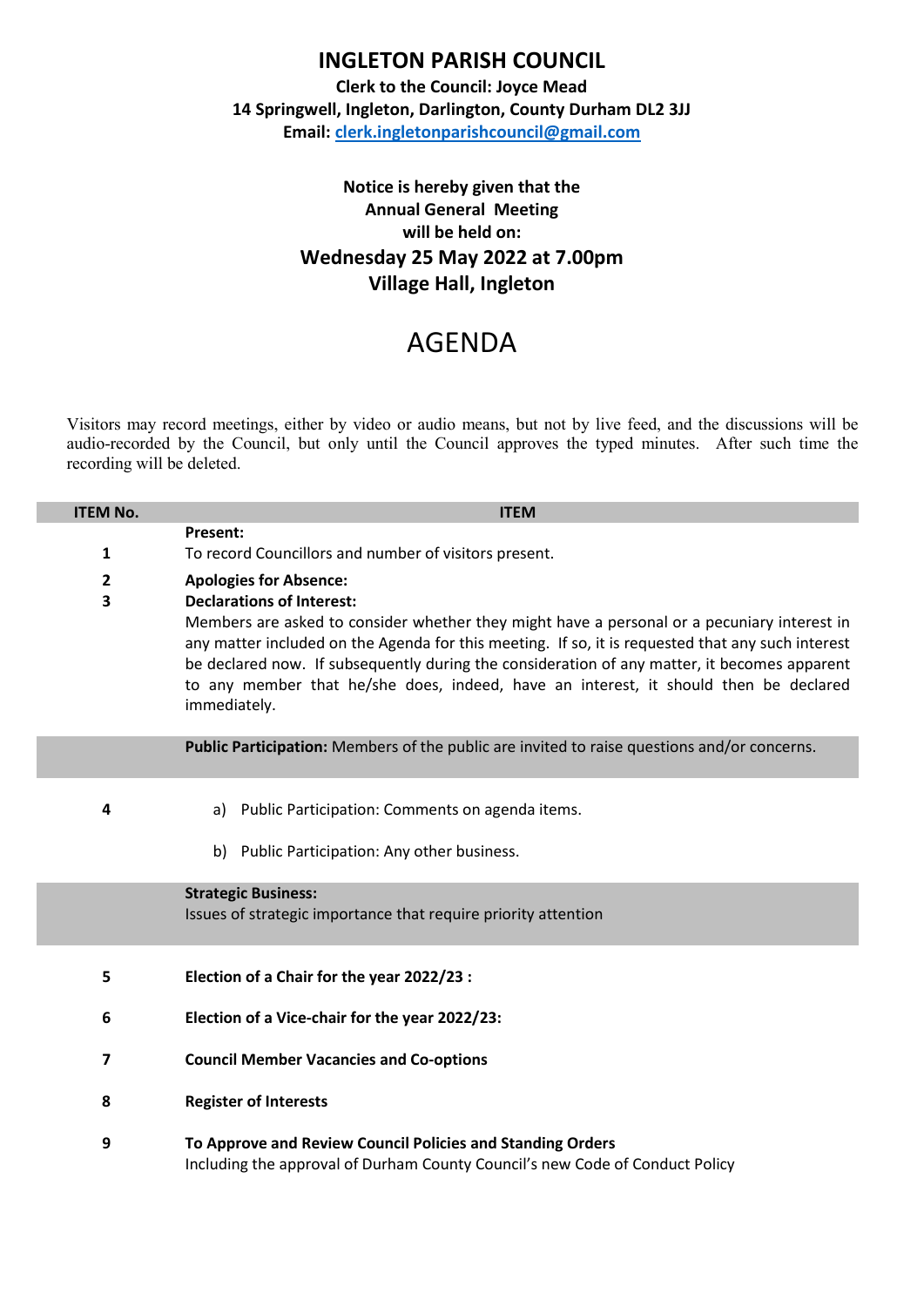# INGLETON PARISH COUNCIL

**Clerk to the Council: Joyce Mead**
**14 Springwell, Ingleton, Darlington, County Durham DL2 3JJ**
**Email: clerk.ingletonparishcouncil@gmail.com**

**Notice is hereby given that the**
**Annual General Meeting**
**will be held on:**
**Wednesday 25 May 2022 at 7.00pm**
**Village Hall, Ingleton**

# AGENDA

Visitors may record meetings, either by video or audio means, but not by live feed, and the discussions will be audio-recorded by the Council, but only until the Council approves the typed minutes. After such time the recording will be deleted.

| ITEM No. | ITEM |
|---|---|
| 1 | **Present:** To record Councillors and number of visitors present. |
| 2 | **Apologies for Absence:** |
| 3 | **Declarations of Interest:** Members are asked to consider whether they might have a personal or a pecuniary interest in any matter included on the Agenda for this meeting. If so, it is requested that any such interest be declared now. If subsequently during the consideration of any matter, it becomes apparent to any member that he/she does, indeed, have an interest, it should then be declared immediately. |
| | **Public Participation:** Members of the public are invited to raise questions and/or concerns. |
| 4 | a) Public Participation: Comments on agenda items. |
| | b) Public Participation: Any other business. |
| | **Strategic Business:** Issues of strategic importance that require priority attention |
| 5 | **Election of a Chair for the year 2022/23 :** |
| 6 | **Election of a Vice-chair for the year 2022/23:** |
| 7 | **Council Member Vacancies and Co-options** |
| 8 | **Register of Interests** |
| 9 | **To Approve and Review Council Policies and Standing Orders** Including the approval of Durham County Council's new Code of Conduct Policy |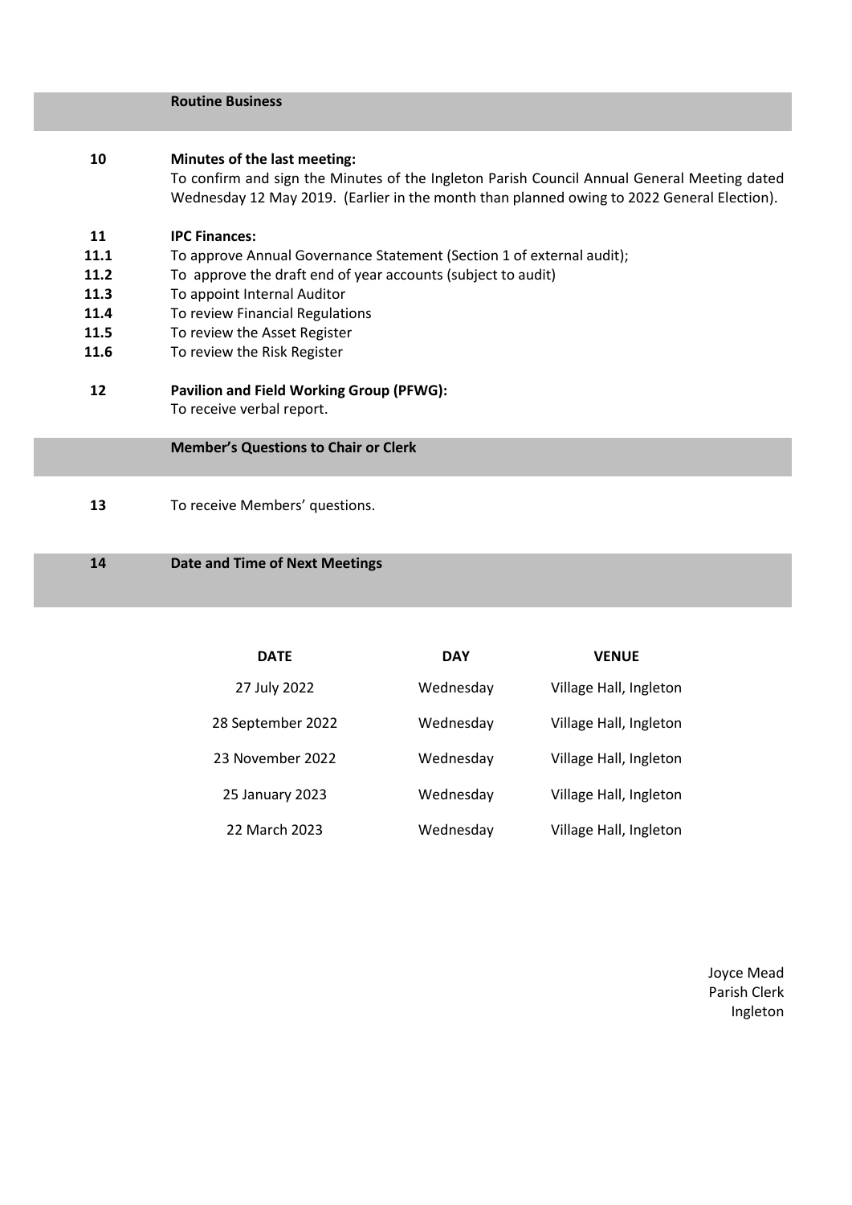## Routine Business

**10** **Minutes of the last meeting:**
To confirm and sign the Minutes of the Ingleton Parish Council Annual General Meeting dated Wednesday 12 May 2019. (Earlier in the month than planned owing to 2022 General Election).

**11** **IPC Finances:**
**11.1** To approve Annual Governance Statement (Section 1 of external audit);
**11.2** To approve the draft end of year accounts (subject to audit)
**11.3** To appoint Internal Auditor
**11.4** To review Financial Regulations
**11.5** To review the Asset Register
**11.6** To review the Risk Register

**12** **Pavilion and Field Working Group (PFWG):**
To receive verbal report.

## Member's Questions to Chair or Clerk

**13** To receive Members' questions.

## 14 Date and Time of Next Meetings

| DATE | DAY | VENUE |
|---|---|---|
| 27 July 2022 | Wednesday | Village Hall, Ingleton |
| 28 September 2022 | Wednesday | Village Hall, Ingleton |
| 23 November 2022 | Wednesday | Village Hall, Ingleton |
| 25 January 2023 | Wednesday | Village Hall, Ingleton |
| 22 March 2023 | Wednesday | Village Hall, Ingleton |

Joyce Mead
Parish Clerk
Ingleton